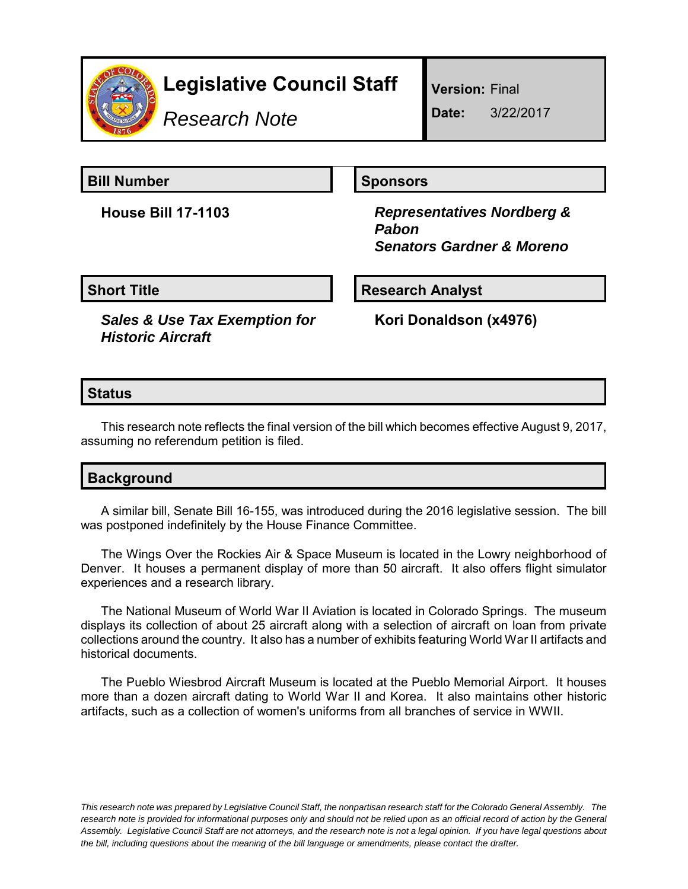# Legislative Council Staff

*Research Note*

**Version:** Final

**Date:** 3/22/2017

## Bill Number

**House Bill 17-1103**

## Sponsors

***Representatives Nordberg & Pabon***
***Senators Gardner & Moreno***

## Short Title

***Sales & Use Tax Exemption for Historic Aircraft***

## Research Analyst

**Kori Donaldson (x4976)**

## Status

This research note reflects the final version of the bill which becomes effective August 9, 2017, assuming no referendum petition is filed.

## Background

A similar bill, Senate Bill 16-155, was introduced during the 2016 legislative session. The bill was postponed indefinitely by the House Finance Committee.

The Wings Over the Rockies Air & Space Museum is located in the Lowry neighborhood of Denver. It houses a permanent display of more than 50 aircraft. It also offers flight simulator experiences and a research library.

The National Museum of World War II Aviation is located in Colorado Springs. The museum displays its collection of about 25 aircraft along with a selection of aircraft on loan from private collections around the country. It also has a number of exhibits featuring World War II artifacts and historical documents.

The Pueblo Wiesbrod Aircraft Museum is located at the Pueblo Memorial Airport. It houses more than a dozen aircraft dating to World War II and Korea. It also maintains other historic artifacts, such as a collection of women's uniforms from all branches of service in WWII.

*This research note was prepared by Legislative Council Staff, the nonpartisan research staff for the Colorado General Assembly. The research note is provided for informational purposes only and should not be relied upon as an official record of action by the General Assembly. Legislative Council Staff are not attorneys, and the research note is not a legal opinion. If you have legal questions about the bill, including questions about the meaning of the bill language or amendments, please contact the drafter.*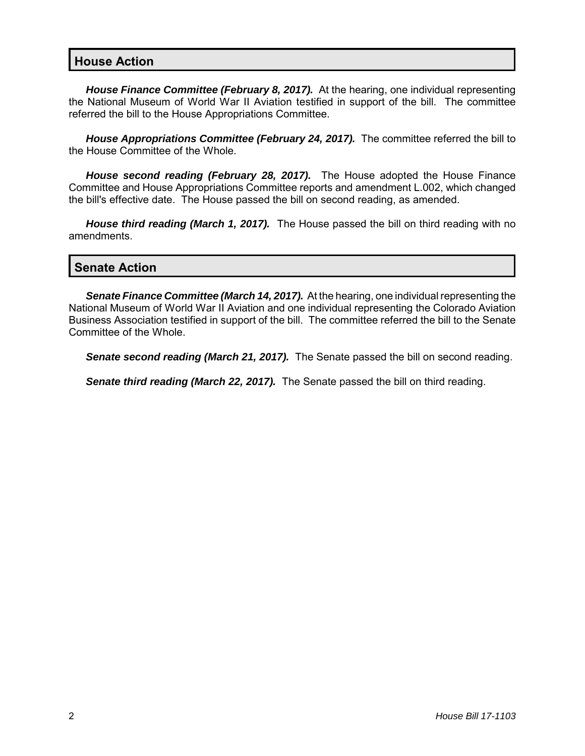## House Action

***House Finance Committee (February 8, 2017).*** At the hearing, one individual representing the National Museum of World War II Aviation testified in support of the bill. The committee referred the bill to the House Appropriations Committee.

***House Appropriations Committee (February 24, 2017).*** The committee referred the bill to the House Committee of the Whole.

***House second reading (February 28, 2017).*** The House adopted the House Finance Committee and House Appropriations Committee reports and amendment L.002, which changed the bill's effective date. The House passed the bill on second reading, as amended.

***House third reading (March 1, 2017).*** The House passed the bill on third reading with no amendments.

## Senate Action

***Senate Finance Committee (March 14, 2017).*** At the hearing, one individual representing the National Museum of World War II Aviation and one individual representing the Colorado Aviation Business Association testified in support of the bill. The committee referred the bill to the Senate Committee of the Whole.

***Senate second reading (March 21, 2017).*** The Senate passed the bill on second reading.

***Senate third reading (March 22, 2017).*** The Senate passed the bill on third reading.